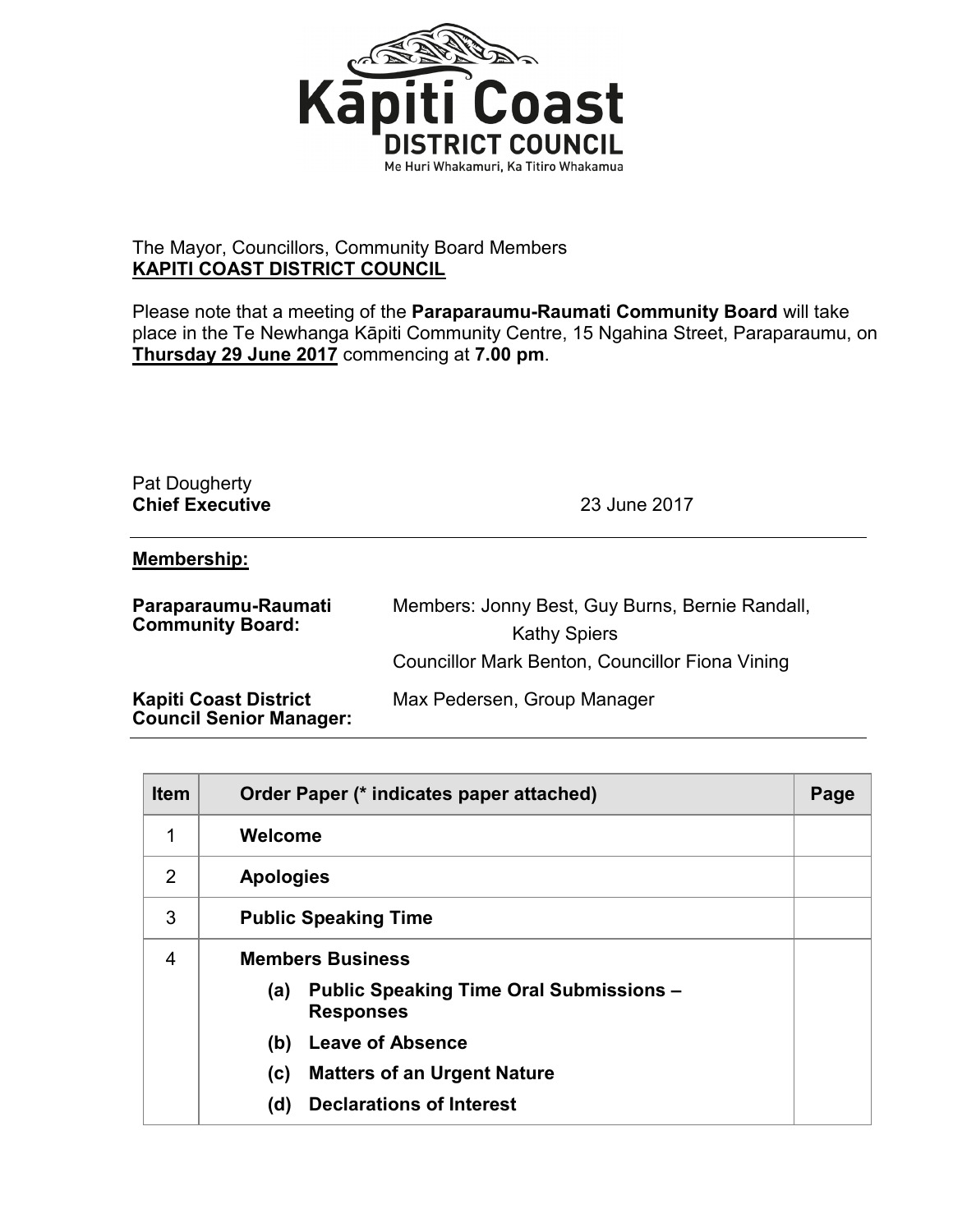**Kāpiti Coast DISTRICT COUNCIL**

Me Huri Whakamuri, Ka Titiro Whakamua

The Mayor, Councillors, Community Board Members
**KAPITI COAST DISTRICT COUNCIL**

Please note that a meeting of the **Paraparaumu-Raumati Community Board** will take place in the Te Newhanga Kāpiti Community Centre, 15 Ngahina Street, Paraparaumu, on **Thursday 29 June 2017** commencing at **7.00 pm**.

Pat Dougherty
**Chief Executive** 23 June 2017

**Membership:**

| | |
|---|---|
| **Paraparaumu-Raumati Community Board:** | Members: Jonny Best, Guy Burns, Bernie Randall, Kathy Spiers<br>Councillor Mark Benton, Councillor Fiona Vining |
| **Kapiti Coast District Council Senior Manager:** | Max Pedersen, Group Manager |

| Item | Order Paper (* indicates paper attached) | Page |
|---|---|---|
| 1 | **Welcome** | |
| 2 | **Apologies** | |
| 3 | **Public Speaking Time** | |
| 4 | **Members Business**<br>**(a) Public Speaking Time Oral Submissions – Responses**<br>**(b) Leave of Absence**<br>**(c) Matters of an Urgent Nature**<br>**(d) Declarations of Interest** | |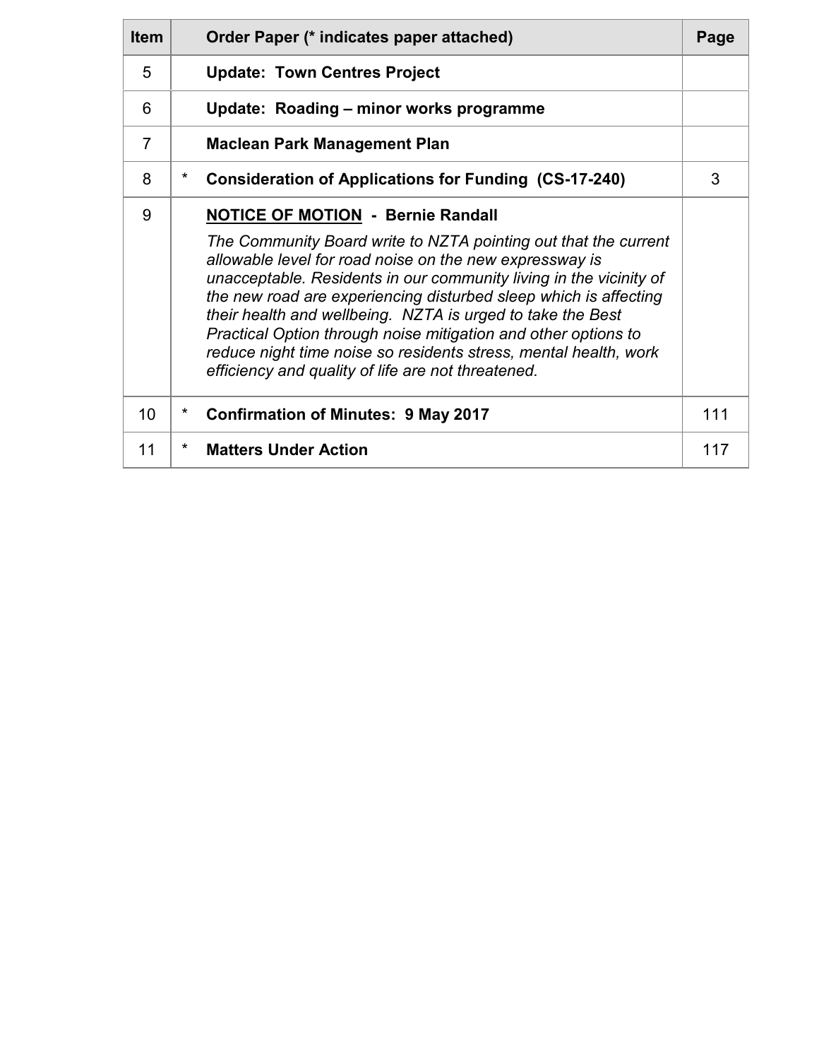| Item | | Order Paper (* indicates paper attached) | Page |
|---|---|---|---|
| 5 | | **Update: Town Centres Project** | |
| 6 | | **Update: Roading – minor works programme** | |
| 7 | | **Maclean Park Management Plan** | |
| 8 | * | **Consideration of Applications for Funding (CS-17-240)** | 3 |
| 9 | | **NOTICE OF MOTION - Bernie Randall** *The Community Board write to NZTA pointing out that the current allowable level for road noise on the new expressway is unacceptable. Residents in our community living in the vicinity of the new road are experiencing disturbed sleep which is affecting their health and wellbeing. NZTA is urged to take the Best Practical Option through noise mitigation and other options to reduce night time noise so residents stress, mental health, work efficiency and quality of life are not threatened.* | |
| 10 | * | **Confirmation of Minutes: 9 May 2017** | 111 |
| 11 | * | **Matters Under Action** | 117 |